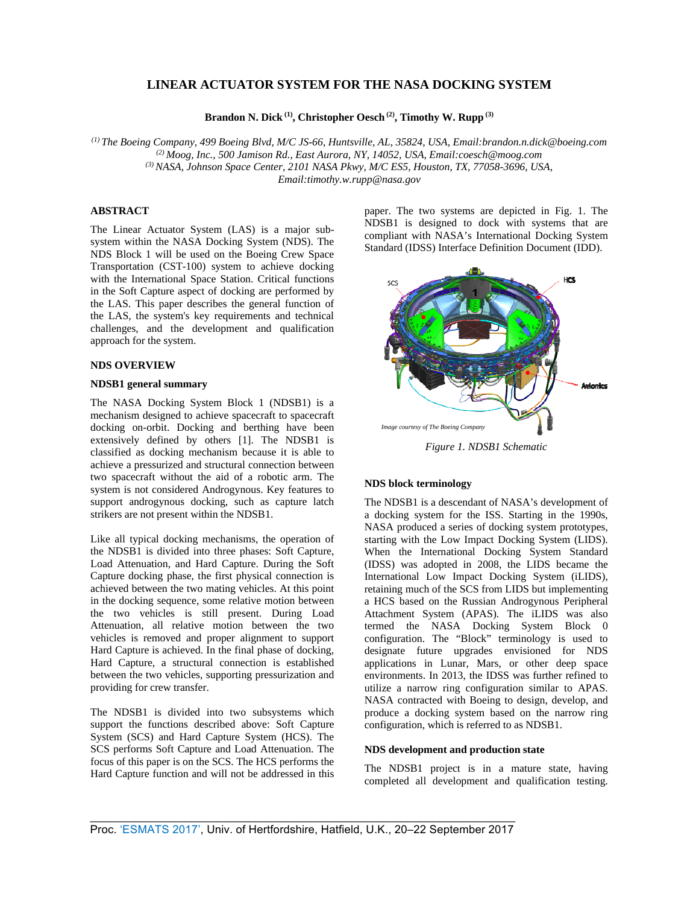# LINEAR ACTUATOR SYSTEM FOR THE NASA DOCKING SYSTEM

**Brandon N. Dick [1], Christopher Oesch [2], Timothy W. Rupp [3]**

*[1] The Boeing Company, 499 Boeing Blvd, M/C JS-66, Huntsville, AL, 35824, USA, Email:brandon.n.dick@boeing.com*
*[2] Moog, Inc., 500 Jamison Rd., East Aurora, NY, 14052, USA, Email:coesch@moog.com*
*[3] NASA, Johnson Space Center, 2101 NASA Pkwy, M/C ES5, Houston, TX, 77058-3696, USA, Email:timothy.w.rupp@nasa.gov*

## ABSTRACT

The Linear Actuator System (LAS) is a major sub-system within the NASA Docking System (NDS). The NDS Block 1 will be used on the Boeing Crew Space Transportation (CST-100) system to achieve docking with the International Space Station. Critical functions in the Soft Capture aspect of docking are performed by the LAS. This paper describes the general function of the LAS, the system's key requirements and technical challenges, and the development and qualification approach for the system.

## NDS OVERVIEW

### NDSB1 general summary

The NASA Docking System Block 1 (NDSB1) is a mechanism designed to achieve spacecraft to spacecraft docking on-orbit. Docking and berthing have been extensively defined by others [1]. The NDSB1 is classified as docking mechanism because it is able to achieve a pressurized and structural connection between two spacecraft without the aid of a robotic arm. The system is not considered Androgynous. Key features to support androgynous docking, such as capture latch strikers are not present within the NDSB1.

Like all typical docking mechanisms, the operation of the NDSB1 is divided into three phases: Soft Capture, Load Attenuation, and Hard Capture. During the Soft Capture docking phase, the first physical connection is achieved between the two mating vehicles. At this point in the docking sequence, some relative motion between the two vehicles is still present. During Load Attenuation, all relative motion between the two vehicles is removed and proper alignment to support Hard Capture is achieved. In the final phase of docking, Hard Capture, a structural connection is established between the two vehicles, supporting pressurization and providing for crew transfer.

The NDSB1 is divided into two subsystems which support the functions described above: Soft Capture System (SCS) and Hard Capture System (HCS). The SCS performs Soft Capture and Load Attenuation. The focus of this paper is on the SCS. The HCS performs the Hard Capture function and will not be addressed in this paper. The two systems are depicted in Fig. 1. The NDSB1 is designed to dock with systems that are compliant with NASA's International Docking System Standard (IDSS) Interface Definition Document (IDD).

*Figure 1. NDSB1 Schematic*

### NDS block terminology

The NDSB1 is a descendant of NASA's development of a docking system for the ISS. Starting in the 1990s, NASA produced a series of docking system prototypes, starting with the Low Impact Docking System (LIDS). When the International Docking System Standard (IDSS) was adopted in 2008, the LIDS became the International Low Impact Docking System (iLIDS), retaining much of the SCS from LIDS but implementing a HCS based on the Russian Androgynous Peripheral Attachment System (APAS). The iLIDS was also termed the NASA Docking System Block 0 configuration. The "Block" terminology is used to designate future upgrades envisioned for NDS applications in Lunar, Mars, or other deep space environments. In 2013, the IDSS was further refined to utilize a narrow ring configuration similar to APAS. NASA contracted with Boeing to design, develop, and produce a docking system based on the narrow ring configuration, which is referred to as NDSB1.

### NDS development and production state

The NDSB1 project is in a mature state, having completed all development and qualification testing.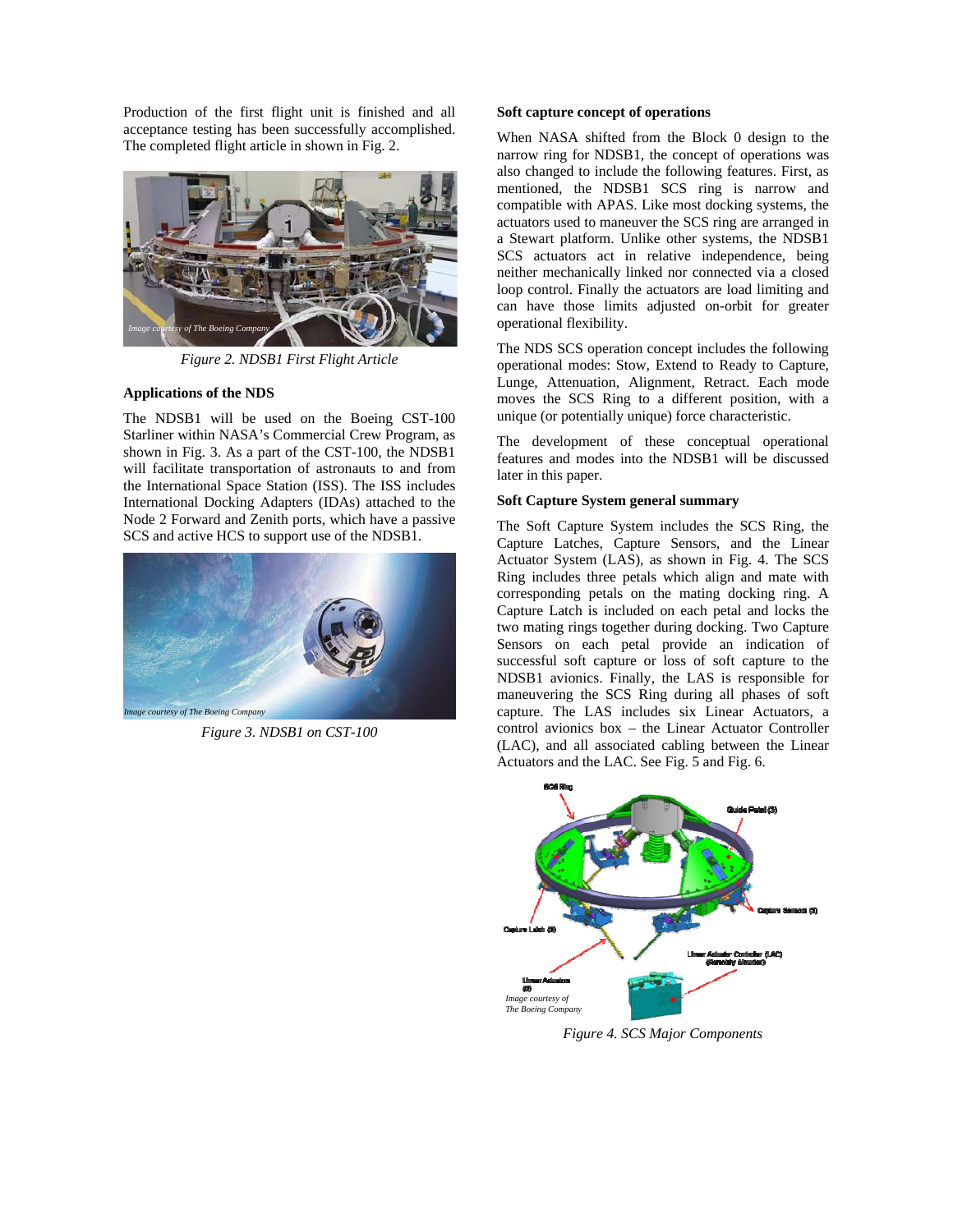Production of the first flight unit is finished and all acceptance testing has been successfully accomplished. The completed flight article in shown in Fig. 2.

*Figure 2. NDSB1 First Flight Article*

### Applications of the NDS

The NDSB1 will be used on the Boeing CST-100 Starliner within NASA's Commercial Crew Program, as shown in Fig. 3. As a part of the CST-100, the NDSB1 will facilitate transportation of astronauts to and from the International Space Station (ISS). The ISS includes International Docking Adapters (IDAs) attached to the Node 2 Forward and Zenith ports, which have a passive SCS and active HCS to support use of the NDSB1.

*Figure 3. NDSB1 on CST-100*

### Soft capture concept of operations

When NASA shifted from the Block 0 design to the narrow ring for NDSB1, the concept of operations was also changed to include the following features. First, as mentioned, the NDSB1 SCS ring is narrow and compatible with APAS. Like most docking systems, the actuators used to maneuver the SCS ring are arranged in a Stewart platform. Unlike other systems, the NDSB1 SCS actuators act in relative independence, being neither mechanically linked nor connected via a closed loop control. Finally the actuators are load limiting and can have those limits adjusted on-orbit for greater operational flexibility.

The NDS SCS operation concept includes the following operational modes: Stow, Extend to Ready to Capture, Lunge, Attenuation, Alignment, Retract. Each mode moves the SCS Ring to a different position, with a unique (or potentially unique) force characteristic.

The development of these conceptual operational features and modes into the NDSB1 will be discussed later in this paper.

### Soft Capture System general summary

The Soft Capture System includes the SCS Ring, the Capture Latches, Capture Sensors, and the Linear Actuator System (LAS), as shown in Fig. 4. The SCS Ring includes three petals which align and mate with corresponding petals on the mating docking ring. A Capture Latch is included on each petal and locks the two mating rings together during docking. Two Capture Sensors on each petal provide an indication of successful soft capture or loss of soft capture to the NDSB1 avionics. Finally, the LAS is responsible for maneuvering the SCS Ring during all phases of soft capture. The LAS includes six Linear Actuators, a control avionics box – the Linear Actuator Controller (LAC), and all associated cabling between the Linear Actuators and the LAC. See Fig. 5 and Fig. 6.

*Figure 4. SCS Major Components*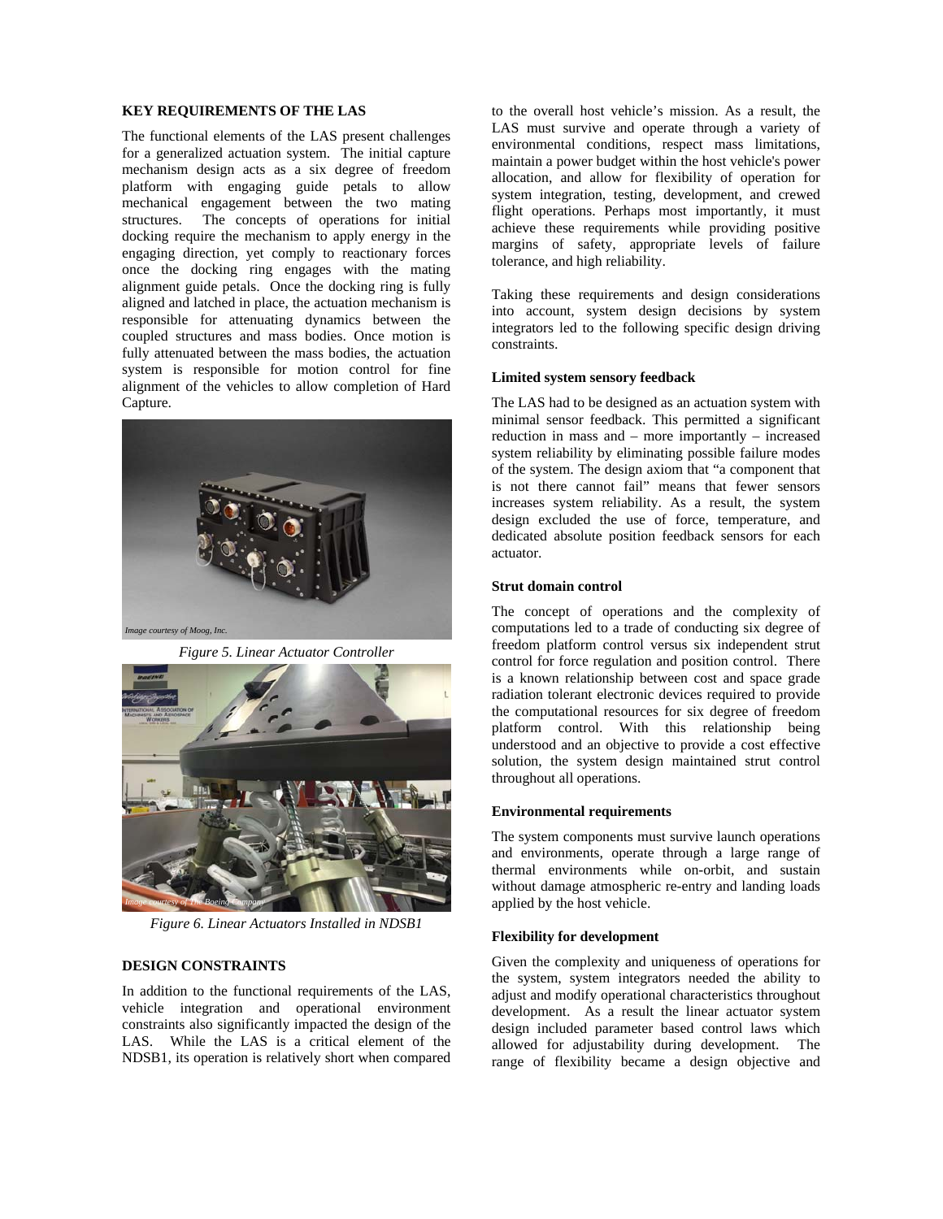## KEY REQUIREMENTS OF THE LAS

The functional elements of the LAS present challenges for a generalized actuation system. The initial capture mechanism design acts as a six degree of freedom platform with engaging guide petals to allow mechanical engagement between the two mating structures. The concepts of operations for initial docking require the mechanism to apply energy in the engaging direction, yet comply to reactionary forces once the docking ring engages with the mating alignment guide petals. Once the docking ring is fully aligned and latched in place, the actuation mechanism is responsible for attenuating dynamics between the coupled structures and mass bodies. Once motion is fully attenuated between the mass bodies, the actuation system is responsible for motion control for fine alignment of the vehicles to allow completion of Hard Capture.

*Image courtesy of Moog, Inc.*

*Figure 5. Linear Actuator Controller*

*Image courtesy of The Boeing Company*

*Figure 6. Linear Actuators Installed in NDSB1*

## DESIGN CONSTRAINTS

In addition to the functional requirements of the LAS, vehicle integration and operational environment constraints also significantly impacted the design of the LAS. While the LAS is a critical element of the NDSB1, its operation is relatively short when compared to the overall host vehicle's mission. As a result, the LAS must survive and operate through a variety of environmental conditions, respect mass limitations, maintain a power budget within the host vehicle's power allocation, and allow for flexibility of operation for system integration, testing, development, and crewed flight operations. Perhaps most importantly, it must achieve these requirements while providing positive margins of safety, appropriate levels of failure tolerance, and high reliability.

Taking these requirements and design considerations into account, system design decisions by system integrators led to the following specific design driving constraints.

### Limited system sensory feedback

The LAS had to be designed as an actuation system with minimal sensor feedback. This permitted a significant reduction in mass and – more importantly – increased system reliability by eliminating possible failure modes of the system. The design axiom that "a component that is not there cannot fail" means that fewer sensors increases system reliability. As a result, the system design excluded the use of force, temperature, and dedicated absolute position feedback sensors for each actuator.

### Strut domain control

The concept of operations and the complexity of computations led to a trade of conducting six degree of freedom platform control versus six independent strut control for force regulation and position control. There is a known relationship between cost and space grade radiation tolerant electronic devices required to provide the computational resources for six degree of freedom platform control. With this relationship being understood and an objective to provide a cost effective solution, the system design maintained strut control throughout all operations.

### Environmental requirements

The system components must survive launch operations and environments, operate through a large range of thermal environments while on-orbit, and sustain without damage atmospheric re-entry and landing loads applied by the host vehicle.

### Flexibility for development

Given the complexity and uniqueness of operations for the system, system integrators needed the ability to adjust and modify operational characteristics throughout development. As a result the linear actuator system design included parameter based control laws which allowed for adjustability during development. The range of flexibility became a design objective and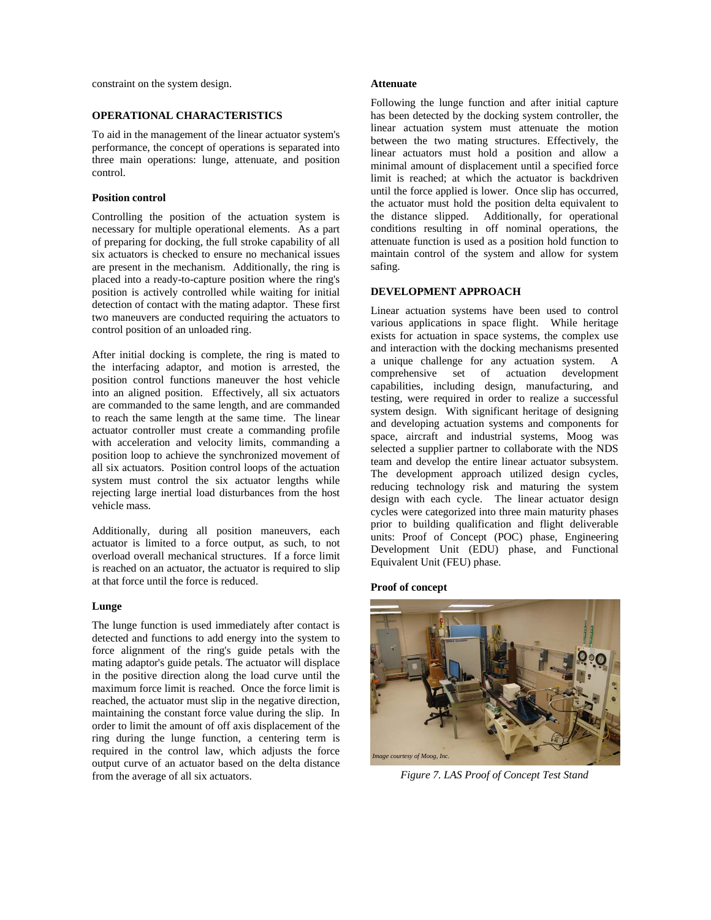constraint on the system design.

## OPERATIONAL CHARACTERISTICS

To aid in the management of the linear actuator system's performance, the concept of operations is separated into three main operations: lunge, attenuate, and position control.

### Position control

Controlling the position of the actuation system is necessary for multiple operational elements. As a part of preparing for docking, the full stroke capability of all six actuators is checked to ensure no mechanical issues are present in the mechanism. Additionally, the ring is placed into a ready-to-capture position where the ring's position is actively controlled while waiting for initial detection of contact with the mating adaptor. These first two maneuvers are conducted requiring the actuators to control position of an unloaded ring.

After initial docking is complete, the ring is mated to the interfacing adaptor, and motion is arrested, the position control functions maneuver the host vehicle into an aligned position. Effectively, all six actuators are commanded to the same length, and are commanded to reach the same length at the same time. The linear actuator controller must create a commanding profile with acceleration and velocity limits, commanding a position loop to achieve the synchronized movement of all six actuators. Position control loops of the actuation system must control the six actuator lengths while rejecting large inertial load disturbances from the host vehicle mass.

Additionally, during all position maneuvers, each actuator is limited to a force output, as such, to not overload overall mechanical structures. If a force limit is reached on an actuator, the actuator is required to slip at that force until the force is reduced.

### Lunge

The lunge function is used immediately after contact is detected and functions to add energy into the system to force alignment of the ring's guide petals with the mating adaptor's guide petals. The actuator will displace in the positive direction along the load curve until the maximum force limit is reached. Once the force limit is reached, the actuator must slip in the negative direction, maintaining the constant force value during the slip. In order to limit the amount of off axis displacement of the ring during the lunge function, a centering term is required in the control law, which adjusts the force output curve of an actuator based on the delta distance from the average of all six actuators.

### Attenuate

Following the lunge function and after initial capture has been detected by the docking system controller, the linear actuation system must attenuate the motion between the two mating structures. Effectively, the linear actuators must hold a position and allow a minimal amount of displacement until a specified force limit is reached; at which the actuator is backdriven until the force applied is lower. Once slip has occurred, the actuator must hold the position delta equivalent to the distance slipped. Additionally, for operational conditions resulting in off nominal operations, the attenuate function is used as a position hold function to maintain control of the system and allow for system safing.

## DEVELOPMENT APPROACH

Linear actuation systems have been used to control various applications in space flight. While heritage exists for actuation in space systems, the complex use and interaction with the docking mechanisms presented a unique challenge for any actuation system. A comprehensive set of actuation development capabilities, including design, manufacturing, and testing, were required in order to realize a successful system design. With significant heritage of designing and developing actuation systems and components for space, aircraft and industrial systems, Moog was selected a supplier partner to collaborate with the NDS team and develop the entire linear actuator subsystem. The development approach utilized design cycles, reducing technology risk and maturing the system design with each cycle. The linear actuator design cycles were categorized into three main maturity phases prior to building qualification and flight deliverable units: Proof of Concept (POC) phase, Engineering Development Unit (EDU) phase, and Functional Equivalent Unit (FEU) phase.

### Proof of concept

*Image courtesy of Moog, Inc.*

*Figure 7. LAS Proof of Concept Test Stand*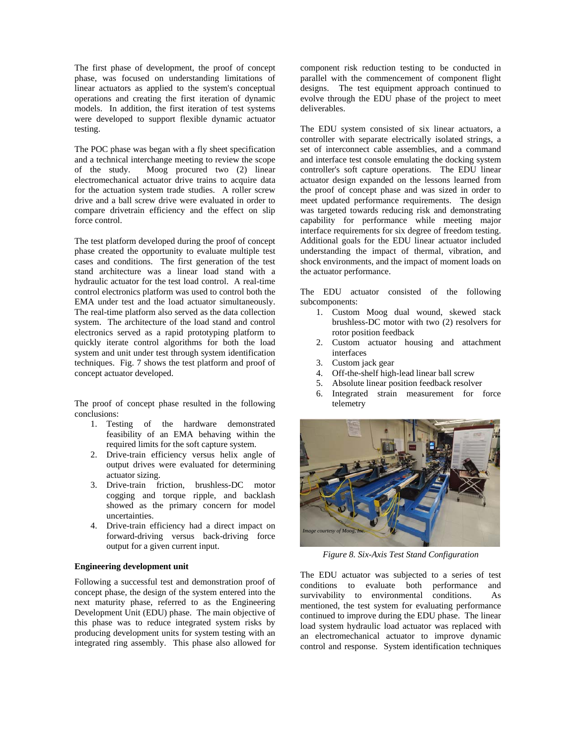The first phase of development, the proof of concept phase, was focused on understanding limitations of linear actuators as applied to the system's conceptual operations and creating the first iteration of dynamic models. In addition, the first iteration of test systems were developed to support flexible dynamic actuator testing.

The POC phase was began with a fly sheet specification and a technical interchange meeting to review the scope of the study. Moog procured two (2) linear electromechanical actuator drive trains to acquire data for the actuation system trade studies. A roller screw drive and a ball screw drive were evaluated in order to compare drivetrain efficiency and the effect on slip force control.

The test platform developed during the proof of concept phase created the opportunity to evaluate multiple test cases and conditions. The first generation of the test stand architecture was a linear load stand with a hydraulic actuator for the test load control. A real-time control electronics platform was used to control both the EMA under test and the load actuator simultaneously. The real-time platform also served as the data collection system. The architecture of the load stand and control electronics served as a rapid prototyping platform to quickly iterate control algorithms for both the load system and unit under test through system identification techniques. Fig. 7 shows the test platform and proof of concept actuator developed.

The proof of concept phase resulted in the following conclusions:

1. Testing of the hardware demonstrated feasibility of an EMA behaving within the required limits for the soft capture system.
2. Drive-train efficiency versus helix angle of output drives were evaluated for determining actuator sizing.
3. Drive-train friction, brushless-DC motor cogging and torque ripple, and backlash showed as the primary concern for model uncertainties.
4. Drive-train efficiency had a direct impact on forward-driving versus back-driving force output for a given current input.

**Engineering development unit**

Following a successful test and demonstration proof of concept phase, the design of the system entered into the next maturity phase, referred to as the Engineering Development Unit (EDU) phase. The main objective of this phase was to reduce integrated system risks by producing development units for system testing with an integrated ring assembly. This phase also allowed for component risk reduction testing to be conducted in parallel with the commencement of component flight designs. The test equipment approach continued to evolve through the EDU phase of the project to meet deliverables.

The EDU system consisted of six linear actuators, a controller with separate electrically isolated strings, a set of interconnect cable assemblies, and a command and interface test console emulating the docking system controller's soft capture operations. The EDU linear actuator design expanded on the lessons learned from the proof of concept phase and was sized in order to meet updated performance requirements. The design was targeted towards reducing risk and demonstrating capability for performance while meeting major interface requirements for six degree of freedom testing. Additional goals for the EDU linear actuator included understanding the impact of thermal, vibration, and shock environments, and the impact of moment loads on the actuator performance.

The EDU actuator consisted of the following subcomponents:

1. Custom Moog dual wound, skewed stack brushless-DC motor with two (2) resolvers for rotor position feedback
2. Custom actuator housing and attachment interfaces
3. Custom jack gear
4. Off-the-shelf high-lead linear ball screw
5. Absolute linear position feedback resolver
6. Integrated strain measurement for force telemetry

*Image courtesy of Moog, Inc.*

*Figure 8. Six-Axis Test Stand Configuration*

The EDU actuator was subjected to a series of test conditions to evaluate both performance and survivability to environmental conditions. As mentioned, the test system for evaluating performance continued to improve during the EDU phase. The linear load system hydraulic load actuator was replaced with an electromechanical actuator to improve dynamic control and response. System identification techniques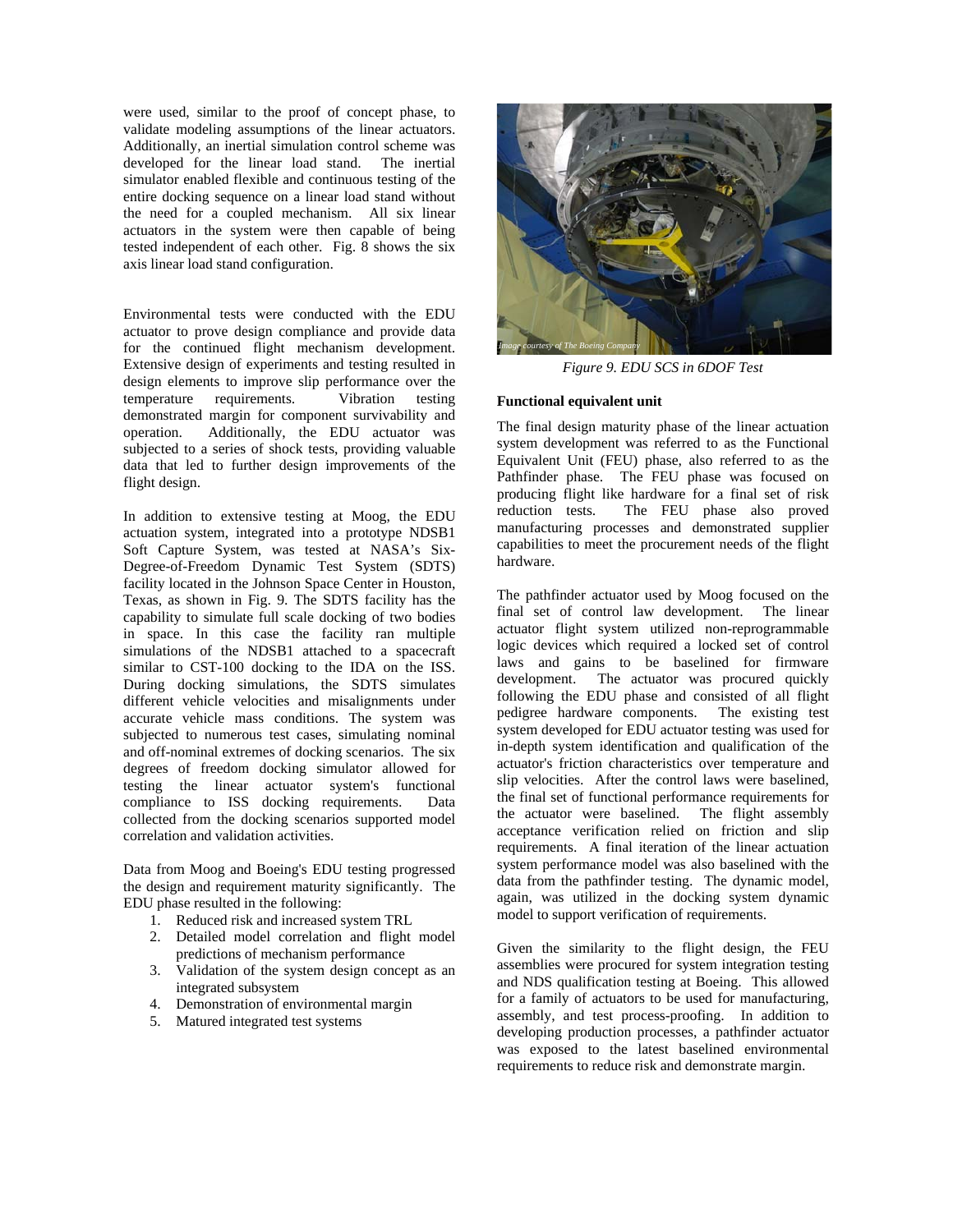were used, similar to the proof of concept phase, to validate modeling assumptions of the linear actuators. Additionally, an inertial simulation control scheme was developed for the linear load stand. The inertial simulator enabled flexible and continuous testing of the entire docking sequence on a linear load stand without the need for a coupled mechanism. All six linear actuators in the system were then capable of being tested independent of each other. Fig. 8 shows the six axis linear load stand configuration.

Environmental tests were conducted with the EDU actuator to prove design compliance and provide data for the continued flight mechanism development. Extensive design of experiments and testing resulted in design elements to improve slip performance over the temperature requirements. Vibration testing demonstrated margin for component survivability and operation. Additionally, the EDU actuator was subjected to a series of shock tests, providing valuable data that led to further design improvements of the flight design.

In addition to extensive testing at Moog, the EDU actuation system, integrated into a prototype NDSB1 Soft Capture System, was tested at NASA's Six-Degree-of-Freedom Dynamic Test System (SDTS) facility located in the Johnson Space Center in Houston, Texas, as shown in Fig. 9. The SDTS facility has the capability to simulate full scale docking of two bodies in space. In this case the facility ran multiple simulations of the NDSB1 attached to a spacecraft similar to CST-100 docking to the IDA on the ISS. During docking simulations, the SDTS simulates different vehicle velocities and misalignments under accurate vehicle mass conditions. The system was subjected to numerous test cases, simulating nominal and off-nominal extremes of docking scenarios. The six degrees of freedom docking simulator allowed for testing the linear actuator system's functional compliance to ISS docking requirements. Data collected from the docking scenarios supported model correlation and validation activities.

Data from Moog and Boeing's EDU testing progressed the design and requirement maturity significantly. The EDU phase resulted in the following:

1. Reduced risk and increased system TRL
2. Detailed model correlation and flight model predictions of mechanism performance
3. Validation of the system design concept as an integrated subsystem
4. Demonstration of environmental margin
5. Matured integrated test systems

*Image courtesy of The Boeing Company*

*Figure 9. EDU SCS in 6DOF Test*

**Functional equivalent unit**

The final design maturity phase of the linear actuation system development was referred to as the Functional Equivalent Unit (FEU) phase, also referred to as the Pathfinder phase. The FEU phase was focused on producing flight like hardware for a final set of risk reduction tests. The FEU phase also proved manufacturing processes and demonstrated supplier capabilities to meet the procurement needs of the flight hardware.

The pathfinder actuator used by Moog focused on the final set of control law development. The linear actuator flight system utilized non-reprogrammable logic devices which required a locked set of control laws and gains to be baselined for firmware development. The actuator was procured quickly following the EDU phase and consisted of all flight pedigree hardware components. The existing test system developed for EDU actuator testing was used for in-depth system identification and qualification of the actuator's friction characteristics over temperature and slip velocities. After the control laws were baselined, the final set of functional performance requirements for the actuator were baselined. The flight assembly acceptance verification relied on friction and slip requirements. A final iteration of the linear actuation system performance model was also baselined with the data from the pathfinder testing. The dynamic model, again, was utilized in the docking system dynamic model to support verification of requirements.

Given the similarity to the flight design, the FEU assemblies were procured for system integration testing and NDS qualification testing at Boeing. This allowed for a family of actuators to be used for manufacturing, assembly, and test process-proofing. In addition to developing production processes, a pathfinder actuator was exposed to the latest baselined environmental requirements to reduce risk and demonstrate margin.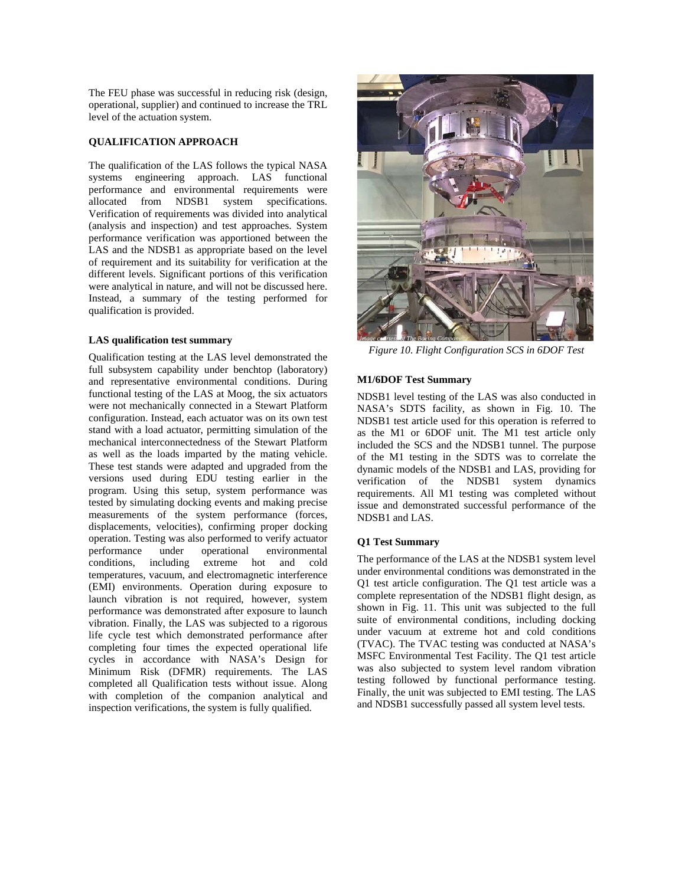The FEU phase was successful in reducing risk (design, operational, supplier) and continued to increase the TRL level of the actuation system.

## QUALIFICATION APPROACH

The qualification of the LAS follows the typical NASA systems engineering approach. LAS functional performance and environmental requirements were allocated from NDSB1 system specifications. Verification of requirements was divided into analytical (analysis and inspection) and test approaches. System performance verification was apportioned between the LAS and the NDSB1 as appropriate based on the level of requirement and its suitability for verification at the different levels. Significant portions of this verification were analytical in nature, and will not be discussed here. Instead, a summary of the testing performed for qualification is provided.

### LAS qualification test summary

Qualification testing at the LAS level demonstrated the full subsystem capability under benchtop (laboratory) and representative environmental conditions. During functional testing of the LAS at Moog, the six actuators were not mechanically connected in a Stewart Platform configuration. Instead, each actuator was on its own test stand with a load actuator, permitting simulation of the mechanical interconnectedness of the Stewart Platform as well as the loads imparted by the mating vehicle. These test stands were adapted and upgraded from the versions used during EDU testing earlier in the program. Using this setup, system performance was tested by simulating docking events and making precise measurements of the system performance (forces, displacements, velocities), confirming proper docking operation. Testing was also performed to verify actuator performance under operational environmental conditions, including extreme hot and cold temperatures, vacuum, and electromagnetic interference (EMI) environments. Operation during exposure to launch vibration is not required, however, system performance was demonstrated after exposure to launch vibration. Finally, the LAS was subjected to a rigorous life cycle test which demonstrated performance after completing four times the expected operational life cycles in accordance with NASA's Design for Minimum Risk (DFMR) requirements. The LAS completed all Qualification tests without issue. Along with completion of the companion analytical and inspection verifications, the system is fully qualified.

Image courtesy of The Boeing Company

*Figure 10. Flight Configuration SCS in 6DOF Test*

### M1/6DOF Test Summary

NDSB1 level testing of the LAS was also conducted in NASA's SDTS facility, as shown in Fig. 10. The NDSB1 test article used for this operation is referred to as the M1 or 6DOF unit. The M1 test article only included the SCS and the NDSB1 tunnel. The purpose of the M1 testing in the SDTS was to correlate the dynamic models of the NDSB1 and LAS, providing for verification of the NDSB1 system dynamics requirements. All M1 testing was completed without issue and demonstrated successful performance of the NDSB1 and LAS.

### Q1 Test Summary

The performance of the LAS at the NDSB1 system level under environmental conditions was demonstrated in the Q1 test article configuration. The Q1 test article was a complete representation of the NDSB1 flight design, as shown in Fig. 11. This unit was subjected to the full suite of environmental conditions, including docking under vacuum at extreme hot and cold conditions (TVAC). The TVAC testing was conducted at NASA's MSFC Environmental Test Facility. The Q1 test article was also subjected to system level random vibration testing followed by functional performance testing. Finally, the unit was subjected to EMI testing. The LAS and NDSB1 successfully passed all system level tests.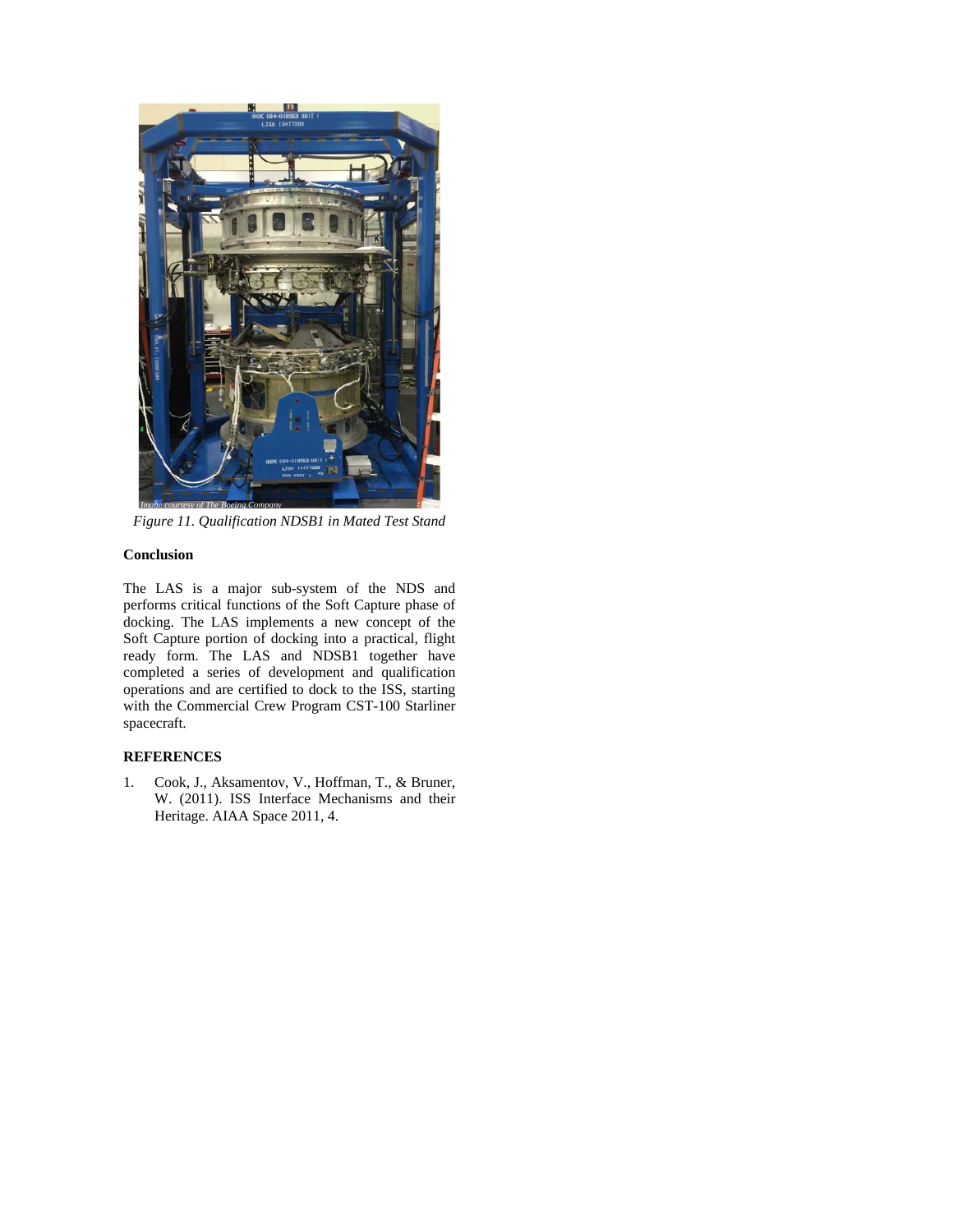Image courtesy of The Boeing Company

*Figure 11. Qualification NDSB1 in Mated Test Stand*

**Conclusion**

The LAS is a major sub-system of the NDS and performs critical functions of the Soft Capture phase of docking. The LAS implements a new concept of the Soft Capture portion of docking into a practical, flight ready form. The LAS and NDSB1 together have completed a series of development and qualification operations and are certified to dock to the ISS, starting with the Commercial Crew Program CST-100 Starliner spacecraft.

**REFERENCES**

1. Cook, J., Aksamentov, V., Hoffman, T., & Bruner, W. (2011). ISS Interface Mechanisms and their Heritage. AIAA Space 2011, 4.